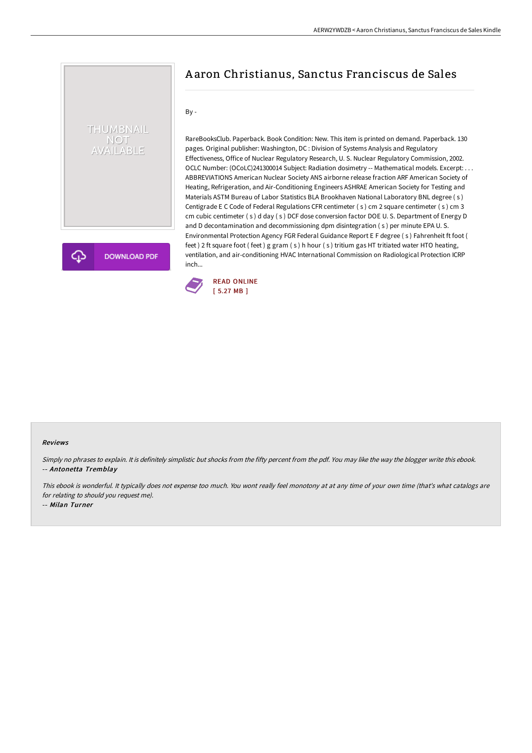# Aaron Christianus, Sanctus Franciscus de Sales

By -

RareBooksClub. Paperback. Book Condition: New. This item is printed on demand. Paperback. 130 pages. Original publisher: Washington, DC : Division of Systems Analysis and Regulatory Effectiveness, Office of Nuclear Regulatory Research, U. S. Nuclear Regulatory Commission, 2002. OCLC Number: (OCoLC)241300014 Subject: Radiation dosimetry -- Mathematical models. Excerpt: . . . ABBREVIATIONS American Nuclear Society ANS airborne release fraction ARF American Society of Heating, Refrigeration, and Air-Conditioning Engineers ASHRAE American Society for Testing and Materials ASTM Bureau of Labor Statistics BLA Brookhaven National Laboratory BNL degree ( s ) Centigrade E C Code of Federal Regulations CFR centimeter ( s ) cm 2 square centimeter ( s ) cm 3 cm cubic centimeter ( s ) d day ( s ) DCF dose conversion factor DOE U. S. Department of Energy D and D decontamination and decommissioning dpm disintegration ( s ) per minute EPA U. S. Environmental Protection Agency FGR Federal Guidance Report E F degree ( s ) Fahrenheit ft foot ( feet ) 2 ft square foot ( feet ) g gram ( s ) h hour ( s ) tritium gas HT tritiated water HTO heating, ventilation, and air-conditioning HVAC International Commission on Radiological Protection ICRP inch...

DOWNLOAD PDF

READ ONLINE
[ 5.27 MB ]

### Reviews

*Simply no phrases to explain. It is definitely simplistic but shocks from the fifty percent from the pdf. You may like the way the blogger write this ebook.*
-- ***Antonetta Tremblay***

*This ebook is wonderful. It typically does not expense too much. You wont really feel monotony at at any time of your own time (that's what catalogs are for relating to should you request me).*
-- ***Milan Turner***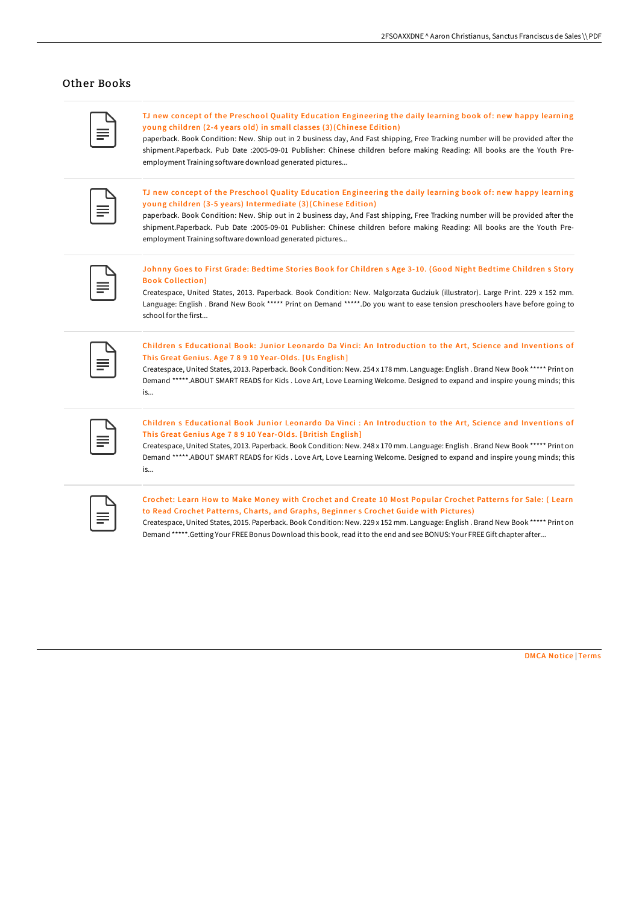## Other Books

**TJ new concept of the Preschool Quality Education Engineering the daily learning book of: new happy learning young children (2-4 years old) in small classes (3)(Chinese Edition)**

paperback. Book Condition: New. Ship out in 2 business day, And Fast shipping, Free Tracking number will be provided after the shipment.Paperback. Pub Date :2005-09-01 Publisher: Chinese children before making Reading: All books are the Youth Pre-employment Training software download generated pictures...

**TJ new concept of the Preschool Quality Education Engineering the daily learning book of: new happy learning young children (3-5 years) Intermediate (3)(Chinese Edition)**

paperback. Book Condition: New. Ship out in 2 business day, And Fast shipping, Free Tracking number will be provided after the shipment.Paperback. Pub Date :2005-09-01 Publisher: Chinese children before making Reading: All books are the Youth Pre-employment Training software download generated pictures...

**Johnny Goes to First Grade: Bedtime Stories Book for Children s Age 3-10. (Good Night Bedtime Children s Story Book Collection)**

Createspace, United States, 2013. Paperback. Book Condition: New. Malgorzata Gudziuk (illustrator). Large Print. 229 x 152 mm. Language: English . Brand New Book ***** Print on Demand *****.Do you want to ease tension preschoolers have before going to school for the first...

**Children s Educational Book: Junior Leonardo Da Vinci: An Introduction to the Art, Science and Inventions of This Great Genius. Age 7 8 9 10 Year-Olds. [Us English]**

Createspace, United States, 2013. Paperback. Book Condition: New. 254 x 178 mm. Language: English . Brand New Book ***** Print on Demand *****.ABOUT SMART READS for Kids . Love Art, Love Learning Welcome. Designed to expand and inspire young minds; this is...

**Children s Educational Book Junior Leonardo Da Vinci : An Introduction to the Art, Science and Inventions of This Great Genius Age 7 8 9 10 Year-Olds. [British English]**

Createspace, United States, 2013. Paperback. Book Condition: New. 248 x 170 mm. Language: English . Brand New Book ***** Print on Demand *****.ABOUT SMART READS for Kids . Love Art, Love Learning Welcome. Designed to expand and inspire young minds; this is...

**Crochet: Learn How to Make Money with Crochet and Create 10 Most Popular Crochet Patterns for Sale: ( Learn to Read Crochet Patterns, Charts, and Graphs, Beginner s Crochet Guide with Pictures)**

Createspace, United States, 2015. Paperback. Book Condition: New. 229 x 152 mm. Language: English . Brand New Book ***** Print on Demand *****.Getting Your FREE Bonus Download this book, read it to the end and see BONUS: Your FREE Gift chapter after...